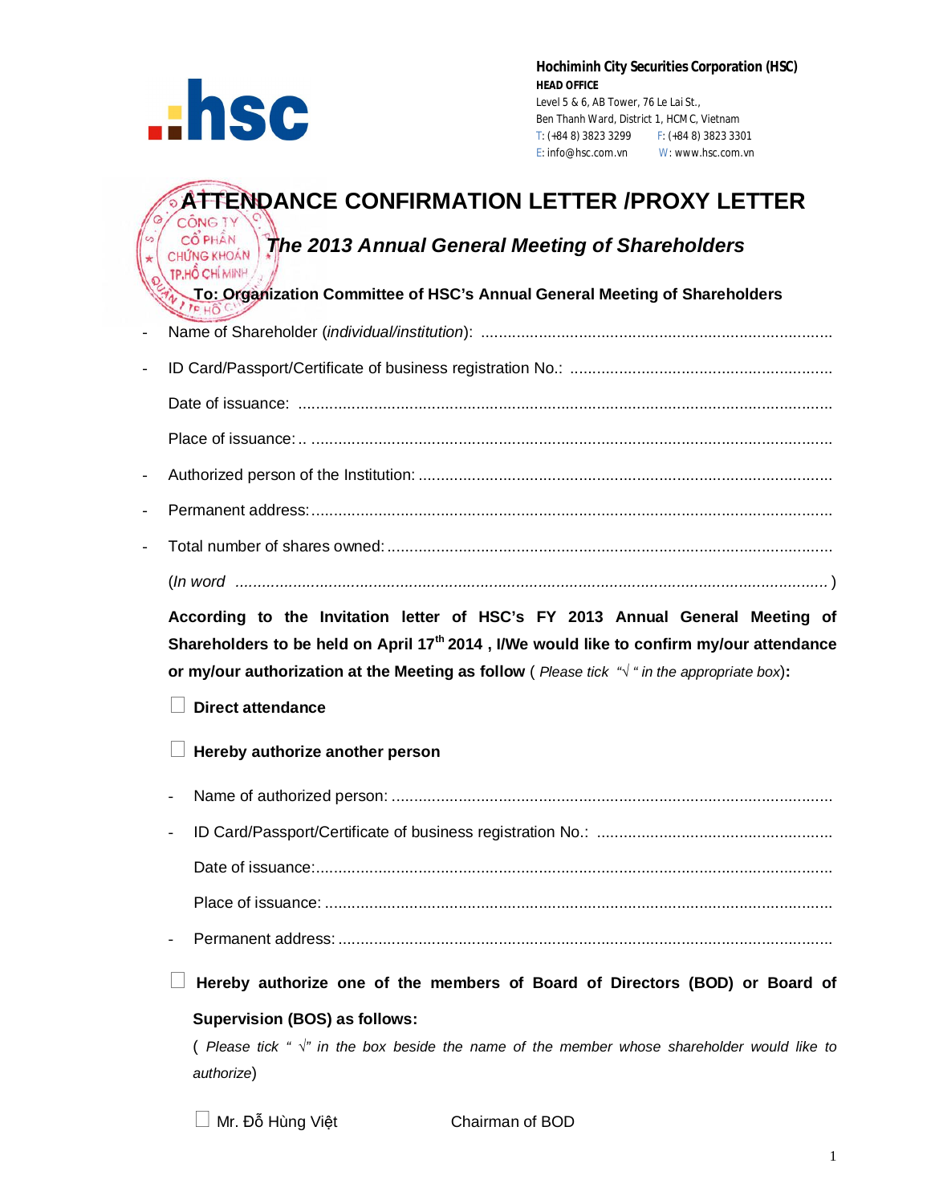**Hochiminh City Securities Corporation (HSC)**
**HEAD OFFICE**
Level 5 & 6, AB Tower, 76 Le Lai St.,
Ben Thanh Ward, District 1, HCMC, Vietnam
T: (+84 8) 3823 3299 F: (+84 8) 3823 3301
E: info@hsc.com.vn W: www.hsc.com.vn

# ATTENDANCE CONFIRMATION LETTER /PROXY LETTER

## *The 2013 Annual General Meeting of Shareholders*

**To: Organization Committee of HSC's Annual General Meeting of Shareholders**

- Name of Shareholder (*individual/institution*): ..............................................................................
- ID Card/Passport/Certificate of business registration No.: ..........................................................

  Date of issuance: ........................................................................................................................

  Place of issuance: .. ....................................................................................................................
- Authorized person of the Institution: ............................................................................................
- Permanent address: .....................................................................................................................
- Total number of shares owned: ....................................................................................................

  (*In word* ....................................................................................................................... )

**According to the Invitation letter of HSC's FY 2013 Annual General Meeting of Shareholders to be held on April 17th 2014 , I/We would like to confirm my/our attendance or my/our authorization at the Meeting as follow** ( *Please tick "√ " in the appropriate box*)**:**

☐ **Direct attendance**

☐ **Hereby authorize another person**

- Name of authorized person: ..................................................................................................
- ID Card/Passport/Certificate of business registration No.: .....................................................

  Date of issuance:.....................................................................................................................

  Place of issuance: ..................................................................................................................
- Permanent address: ...............................................................................................................

☐ **Hereby authorize one of the members of Board of Directors (BOD) or Board of Supervision (BOS) as follows:**

( *Please tick " √" in the box beside the name of the member whose shareholder would like to authorize*)

☐ Mr. Đỗ Hùng Việt Chairman of BOD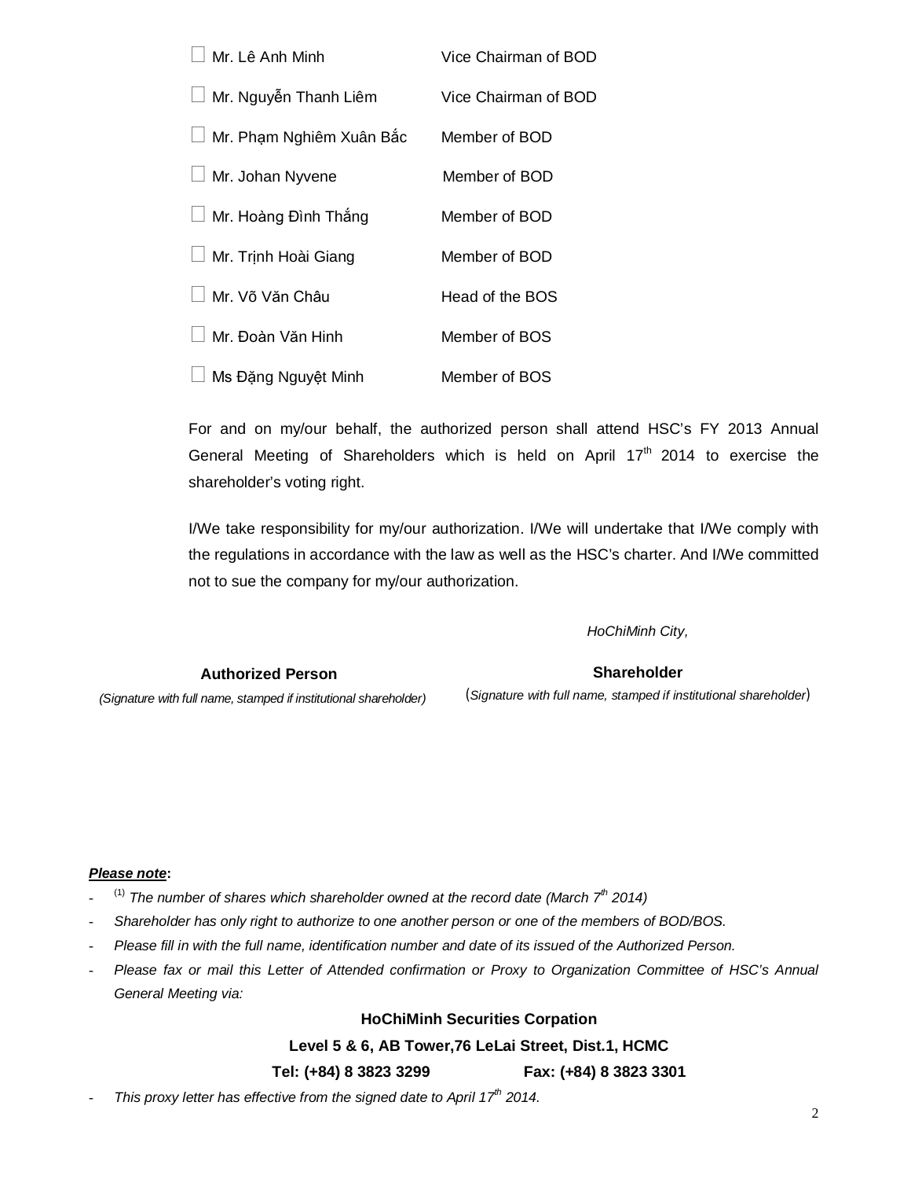| | |
|---|---|
| ☐ Mr. Lê Anh Minh | Vice Chairman of BOD |
| ☐ Mr. Nguyễn Thanh Liêm | Vice Chairman of BOD |
| ☐ Mr. Phạm Nghiêm Xuân Bắc | Member of BOD |
| ☐ Mr. Johan Nyvene | Member of BOD |
| ☐ Mr. Hoàng Đình Thắng | Member of BOD |
| ☐ Mr. Trịnh Hoài Giang | Member of BOD |
| ☐ Mr. Võ Văn Châu | Head of the BOS |
| ☐ Mr. Đoàn Văn Hinh | Member of BOS |
| ☐ Ms Đặng Nguyệt Minh | Member of BOS |

For and on my/our behalf, the authorized person shall attend HSC's FY 2013 Annual General Meeting of Shareholders which is held on April 17th 2014 to exercise the shareholder's voting right.

I/We take responsibility for my/our authorization. I/We will undertake that I/We comply with the regulations in accordance with the law as well the HSC's charter. And I/We committed not to sue the company for my/our authorization.

*HoChiMinh City,*

| **Authorized Person** | **Shareholder** |
|---|---|
| *(Signature with full name, stamped if institutional shareholder)* | (*Signature with full name, stamped if institutional shareholder*) |

***Please note*:**

- [1] *The number of shares which shareholder owned at the record date (March 7th 2014)*
- *Shareholder has only right to authorize to one another person or one of the members of BOD/BOS.*
- *Please fill in with the full name, identification number and date of its issued of the Authorized Person.*
- *Please fax or mail this Letter of Attended confirmation or Proxy to Organization Committee of HSC's Annual General Meeting via:*

**HoChiMinh Securities Corpation**

**Level 5 & 6, AB Tower,76 LeLai Street, Dist.1, HCMC**

**Tel: (+84) 8 3823 3299 Fax: (+84) 8 3823 3301**

- *This proxy letter has effective from the signed date to April 17th 2014.*